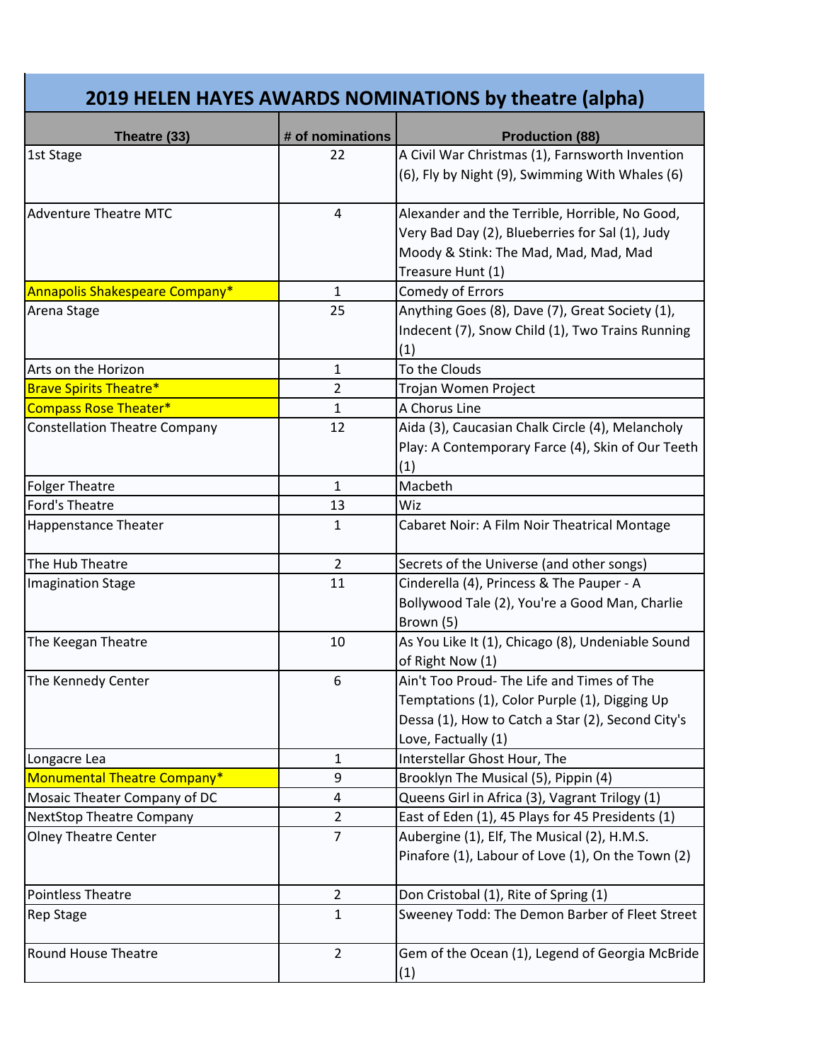# 2019 HELEN HAYES AWARDS NOMINATIONS by theatre (alpha)

| Theatre (33) | # of nominations | Production (88) |
|---|---|---|
| 1st Stage | 22 | A Civil War Christmas (1), Farnsworth Invention (6), Fly by Night (9), Swimming With Whales (6) |
| Adventure Theatre MTC | 4 | Alexander and the Terrible, Horrible, No Good, Very Bad Day (2), Blueberries for Sal (1), Judy Moody & Stink: The Mad, Mad, Mad, Mad Treasure Hunt (1) |
| Annapolis Shakespeare Company* | 1 | Comedy of Errors |
| Arena Stage | 25 | Anything Goes (8), Dave (7), Great Society (1), Indecent (7), Snow Child (1), Two Trains Running (1) |
| Arts on the Horizon | 1 | To the Clouds |
| Brave Spirits Theatre* | 2 | Trojan Women Project |
| Compass Rose Theater* | 1 | A Chorus Line |
| Constellation Theatre Company | 12 | Aida (3), Caucasian Chalk Circle (4), Melancholy Play: A Contemporary Farce (4), Skin of Our Teeth (1) |
| Folger Theatre | 1 | Macbeth |
| Ford's Theatre | 13 | Wiz |
| Happenstance Theater | 1 | Cabaret Noir: A Film Noir Theatrical Montage |
| The Hub Theatre | 2 | Secrets of the Universe (and other songs) |
| Imagination Stage | 11 | Cinderella (4), Princess & The Pauper - A Bollywood Tale (2), You're a Good Man, Charlie Brown (5) |
| The Keegan Theatre | 10 | As You Like It (1), Chicago (8), Undeniable Sound of Right Now (1) |
| The Kennedy Center | 6 | Ain't Too Proud- The Life and Times of The Temptations (1), Color Purple (1), Digging Up Dessa (1), How to Catch a Star (2), Second City's Love, Factually (1) |
| Longacre Lea | 1 | Interstellar Ghost Hour, The |
| Monumental Theatre Company* | 9 | Brooklyn The Musical (5), Pippin (4) |
| Mosaic Theater Company of DC | 4 | Queens Girl in Africa (3), Vagrant Trilogy (1) |
| NextStop Theatre Company | 2 | East of Eden (1), 45 Plays for 45 Presidents (1) |
| Olney Theatre Center | 7 | Aubergine (1), Elf, The Musical (2), H.M.S. Pinafore (1), Labour of Love (1), On the Town (2) |
| Pointless Theatre | 2 | Don Cristobal (1), Rite of Spring (1) |
| Rep Stage | 1 | Sweeney Todd: The Demon Barber of Fleet Street |
| Round House Theatre | 2 | Gem of the Ocean (1), Legend of Georgia McBride (1) |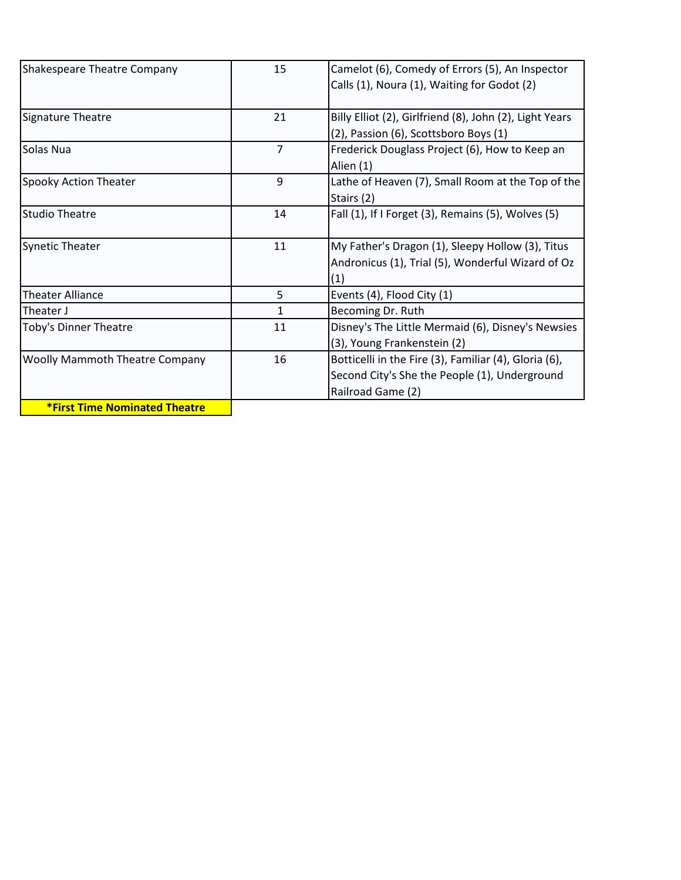| | | |
|---|---|---|
| Shakespeare Theatre Company | 15 | Camelot (6), Comedy of Errors (5), An Inspector Calls (1), Noura (1), Waiting for Godot (2) |
| Signature Theatre | 21 | Billy Elliot (2), Girlfriend (8), John (2), Light Years (2), Passion (6), Scottsboro Boys (1) |
| Solas Nua | 7 | Frederick Douglass Project (6), How to Keep an Alien (1) |
| Spooky Action Theater | 9 | Lathe of Heaven (7), Small Room at the Top of the Stairs (2) |
| Studio Theatre | 14 | Fall (1), If I Forget (3), Remains (5), Wolves (5) |
| Synetic Theater | 11 | My Father's Dragon (1), Sleepy Hollow (3), Titus Andronicus (1), Trial (5), Wonderful Wizard of Oz (1) |
| Theater Alliance | 5 | Events (4), Flood City (1) |
| Theater J | 1 | Becoming Dr. Ruth |
| Toby's Dinner Theatre | 11 | Disney's The Little Mermaid (6), Disney's Newsies (3), Young Frankenstein (2) |
| Woolly Mammoth Theatre Company | 16 | Botticelli in the Fire (3), Familiar (4), Gloria (6), Second City's She the People (1), Underground Railroad Game (2) |

**\*First Time Nominated Theatre**